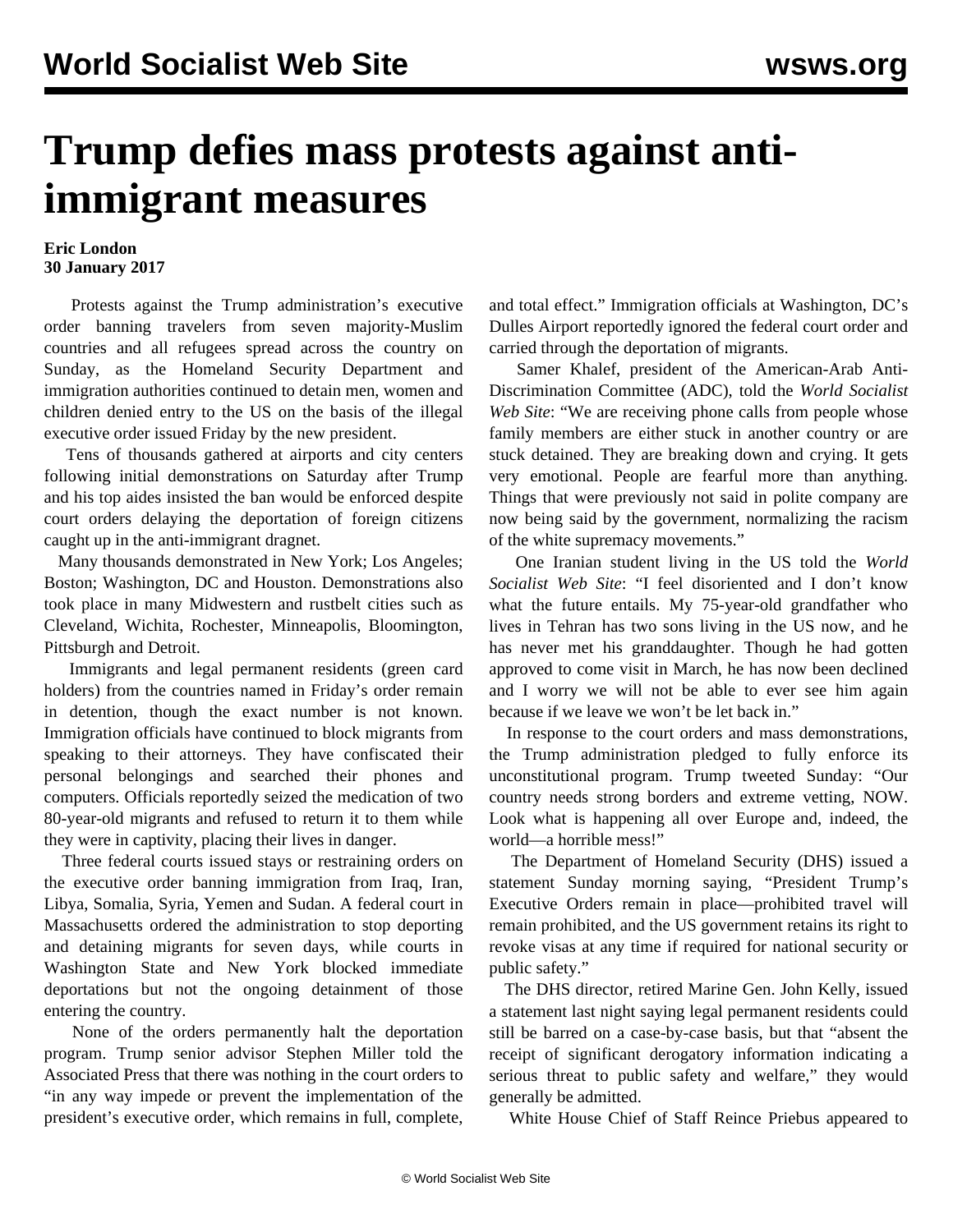# Trump defies mass protests against anti-immigrant measures

**Eric London**
**30 January 2017**

Protests against the Trump administration's executive order banning travelers from seven majority-Muslim countries and all refugees spread across the country on Sunday, as the Homeland Security Department and immigration authorities continued to detain men, women and children denied entry to the US on the basis of the illegal executive order issued Friday by the new president.

Tens of thousands gathered at airports and city centers following initial demonstrations on Saturday after Trump and his top aides insisted the ban would be enforced despite court orders delaying the deportation of foreign citizens caught up in the anti-immigrant dragnet.

Many thousands demonstrated in New York; Los Angeles; Boston; Washington, DC and Houston. Demonstrations also took place in many Midwestern and rustbelt cities such as Cleveland, Wichita, Rochester, Minneapolis, Bloomington, Pittsburgh and Detroit.

Immigrants and legal permanent residents (green card holders) from the countries named in Friday's order remain in detention, though the exact number is not known. Immigration officials have continued to block migrants from speaking to their attorneys. They have confiscated their personal belongings and searched their phones and computers. Officials reportedly seized the medication of two 80-year-old migrants and refused to return it to them while they were in captivity, placing their lives in danger.

Three federal courts issued stays or restraining orders on the executive order banning immigration from Iraq, Iran, Libya, Somalia, Syria, Yemen and Sudan. A federal court in Massachusetts ordered the administration to stop deporting and detaining migrants for seven days, while courts in Washington State and New York blocked immediate deportations but not the ongoing detainment of those entering the country.

None of the orders permanently halt the deportation program. Trump senior advisor Stephen Miller told the Associated Press that there was nothing in the court orders to "in any way impede or prevent the implementation of the president's executive order, which remains in full, complete, and total effect." Immigration officials at Washington, DC's Dulles Airport reportedly ignored the federal court order and carried through the deportation of migrants.

Samer Khalef, president of the American-Arab Anti-Discrimination Committee (ADC), told the *World Socialist Web Site*: "We are receiving phone calls from people whose family members are either stuck in another country or are stuck detained. They are breaking down and crying. It gets very emotional. People are fearful more than anything. Things that were previously not said in polite company are now being said by the government, normalizing the racism of the white supremacy movements."

One Iranian student living in the US told the *World Socialist Web Site*: "I feel disoriented and I don't know what the future entails. My 75-year-old grandfather who lives in Tehran has two sons living in the US now, and he has never met his granddaughter. Though he had gotten approved to come visit in March, he has now been declined and I worry we will not be able to ever see him again because if we leave we won't be let back in."

In response to the court orders and mass demonstrations, the Trump administration pledged to fully enforce its unconstitutional program. Trump tweeted Sunday: "Our country needs strong borders and extreme vetting, NOW. Look what is happening all over Europe and, indeed, the world—a horrible mess!"

The Department of Homeland Security (DHS) issued a statement Sunday morning saying, "President Trump's Executive Orders remain in place—prohibited travel will remain prohibited, and the US government retains its right to revoke visas at any time if required for national security or public safety."

The DHS director, retired Marine Gen. John Kelly, issued a statement last night saying legal permanent residents could still be barred on a case-by-case basis, but that "absent the receipt of significant derogatory information indicating a serious threat to public safety and welfare," they would generally be admitted.

White House Chief of Staff Reince Priebus appeared to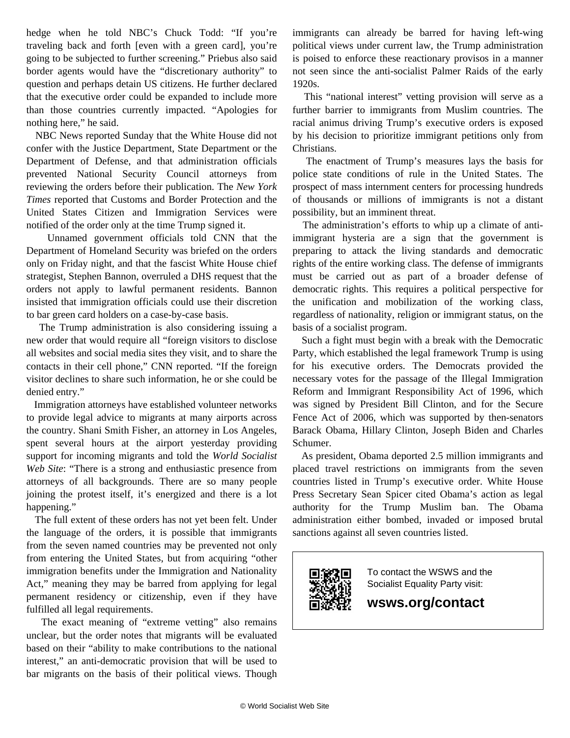hedge when he told NBC's Chuck Todd: "If you're traveling back and forth [even with a green card], you're going to be subjected to further screening." Priebus also said border agents would have the "discretionary authority" to question and perhaps detain US citizens. He further declared that the executive order could be expanded to include more than those countries currently impacted. "Apologies for nothing here," he said.

NBC News reported Sunday that the White House did not confer with the Justice Department, State Department or the Department of Defense, and that administration officials prevented National Security Council attorneys from reviewing the orders before their publication. The *New York Times* reported that Customs and Border Protection and the United States Citizen and Immigration Services were notified of the order only at the time Trump signed it.

Unnamed government officials told CNN that the Department of Homeland Security was briefed on the orders only on Friday night, and that the fascist White House chief strategist, Stephen Bannon, overruled a DHS request that the orders not apply to lawful permanent residents. Bannon insisted that immigration officials could use their discretion to bar green card holders on a case-by-case basis.

The Trump administration is also considering issuing a new order that would require all "foreign visitors to disclose all websites and social media sites they visit, and to share the contacts in their cell phone," CNN reported. "If the foreign visitor declines to share such information, he or she could be denied entry."

Immigration attorneys have established volunteer networks to provide legal advice to migrants at many airports across the country. Shani Smith Fisher, an attorney in Los Angeles, spent several hours at the airport yesterday providing support for incoming migrants and told the *World Socialist Web Site*: "There is a strong and enthusiastic presence from attorneys of all backgrounds. There are so many people joining the protest itself, it's energized and there is a lot happening."

The full extent of these orders has not yet been felt. Under the language of the orders, it is possible that immigrants from the seven named countries may be prevented not only from entering the United States, but from acquiring "other immigration benefits under the Immigration and Nationality Act," meaning they may be barred from applying for legal permanent residency or citizenship, even if they have fulfilled all legal requirements.

The exact meaning of "extreme vetting" also remains unclear, but the order notes that migrants will be evaluated based on their "ability to make contributions to the national interest," an anti-democratic provision that will be used to bar migrants on the basis of their political views. Though immigrants can already be barred for having left-wing political views under current law, the Trump administration is poised to enforce these reactionary provisos in a manner not seen since the anti-socialist Palmer Raids of the early 1920s.

This "national interest" vetting provision will serve as a further barrier to immigrants from Muslim countries. The racial animus driving Trump's executive orders is exposed by his decision to prioritize immigrant petitions only from Christians.

The enactment of Trump's measures lays the basis for police state conditions of rule in the United States. The prospect of mass internment centers for processing hundreds of thousands or millions of immigrants is not a distant possibility, but an imminent threat.

The administration's efforts to whip up a climate of anti-immigrant hysteria are a sign that the government is preparing to attack the living standards and democratic rights of the entire working class. The defense of immigrants must be carried out as part of a broader defense of democratic rights. This requires a political perspective for the unification and mobilization of the working class, regardless of nationality, religion or immigrant status, on the basis of a socialist program.

Such a fight must begin with a break with the Democratic Party, which established the legal framework Trump is using for his executive orders. The Democrats provided the necessary votes for the passage of the Illegal Immigration Reform and Immigrant Responsibility Act of 1996, which was signed by President Bill Clinton, and for the Secure Fence Act of 2006, which was supported by then-senators Barack Obama, Hillary Clinton, Joseph Biden and Charles Schumer.

As president, Obama deported 2.5 million immigrants and placed travel restrictions on immigrants from the seven countries listed in Trump's executive order. White House Press Secretary Sean Spicer cited Obama's action as legal authority for the Trump Muslim ban. The Obama administration either bombed, invaded or imposed brutal sanctions against all seven countries listed.

To contact the WSWS and the Socialist Equality Party visit:

**wsws.org/contact**